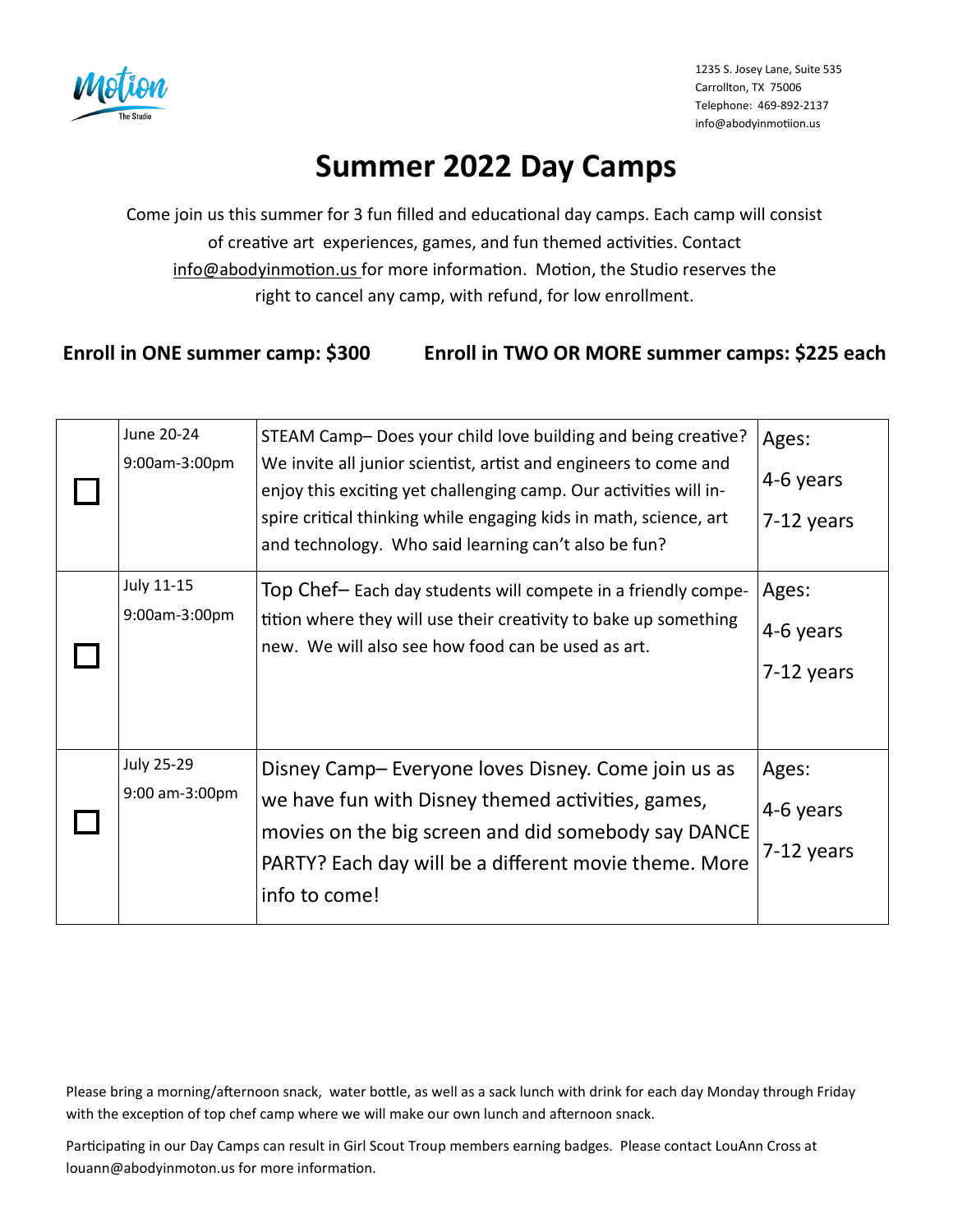Motion
The Studio

1235 S. Josey Lane, Suite 535
Carrollton, TX 75006
Telephone: 469-892-2137
info@abodyinmotiion.us

# Summer 2022 Day Camps

Come join us this summer for 3 fun filled and educational day camps. Each camp will consist of creative art experiences, games, and fun themed activities. Contact info@abodyinmotion.us for more information. Motion, the Studio reserves the right to cancel any camp, with refund, for low enrollment.

**Enroll in ONE summer camp: $300** **Enroll in TWO OR MORE summer camps: $225 each**

| | Date/Time | Camp | Ages |
|---|---|---|---|
| ☐ | June 20-24<br>9:00am-3:00pm | STEAM Camp– Does your child love building and being creative? We invite all junior scientist, artist and engineers to come and enjoy this exciting yet challenging camp. Our activities will inspire critical thinking while engaging kids in math, science, art and technology. Who said learning can't also be fun? | Ages:<br>4-6 years<br>7-12 years |
| ☐ | July 11-15<br>9:00am-3:00pm | Top Chef– Each day students will compete in a friendly competition where they will use their creativity to bake up something new. We will also see how food can be used as art. | Ages:<br>4-6 years<br>7-12 years |
| ☐ | July 25-29<br>9:00 am-3:00pm | Disney Camp– Everyone loves Disney. Come join us as we have fun with Disney themed activities, games, movies on the big screen and did somebody say DANCE PARTY? Each day will be a different movie theme. More info to come! | Ages:<br>4-6 years<br>7-12 years |

Please bring a morning/afternoon snack, water bottle, as well as a sack lunch with drink for each day Monday through Friday with the exception of top chef camp where we will make our own lunch and afternoon snack.

Participating in our Day Camps can result in Girl Scout Troup members earning badges. Please contact LouAnn Cross at louann@abodyinmoton.us for more information.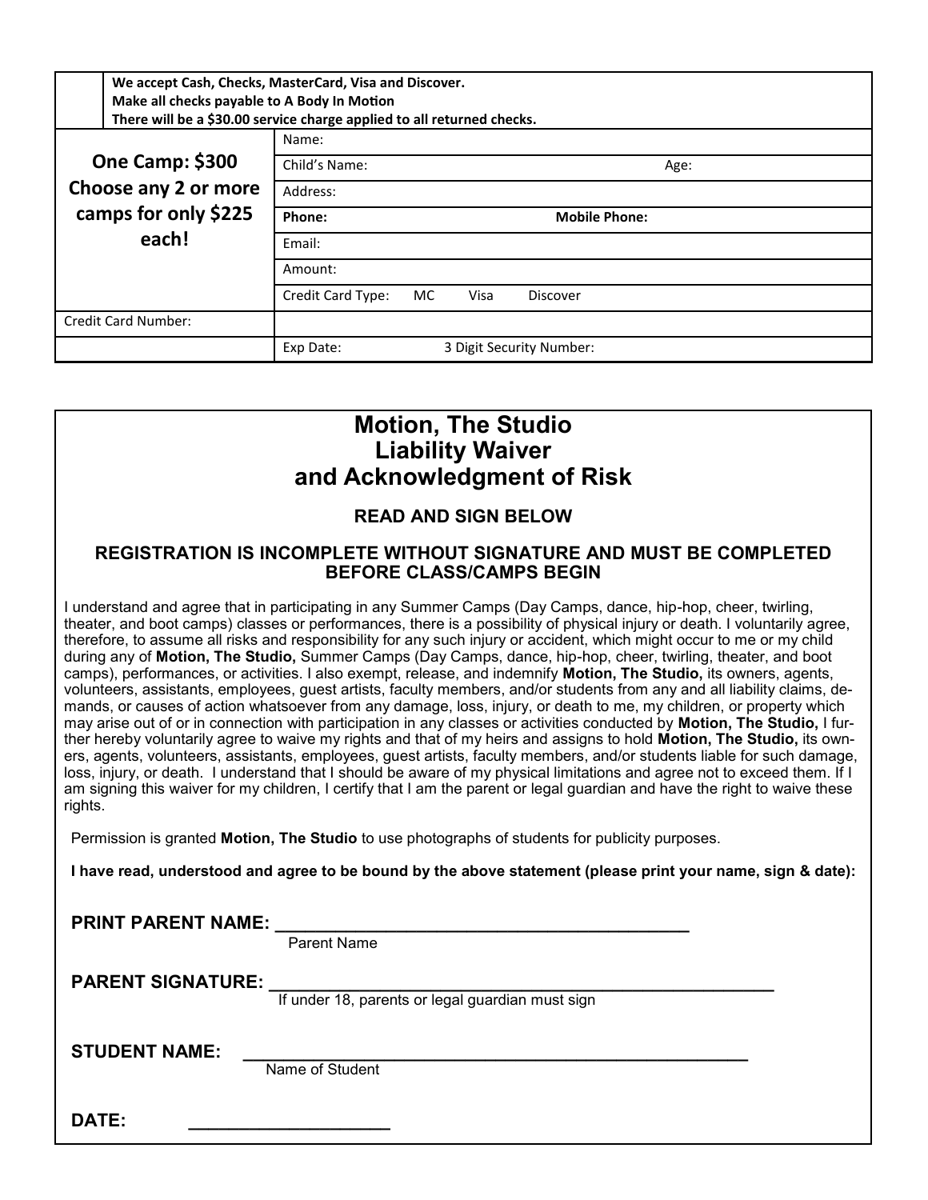| | |
|---|---|
| | **We accept Cash, Checks, MasterCard, Visa and Discover.** **Make all checks payable to A Body In Motion** **There will be a $30.00 service charge applied to all returned checks.** |
| **One Camp: $300 Choose any 2 or more camps for only $225 each!** | Name: |
| | Child's Name: Age: |
| | Address: |
| | **Phone: Mobile Phone:** |
| | Email: |
| | Amount: |
| | Credit Card Type: MC Visa Discover |
| Credit Card Number: | |
| | Exp Date: 3 Digit Security Number: |

# Motion, The Studio Liability Waiver and Acknowledgment of Risk

### READ AND SIGN BELOW

### REGISTRATION IS INCOMPLETE WITHOUT SIGNATURE AND MUST BE COMPLETED BEFORE CLASS/CAMPS BEGIN

I understand and agree that in participating in any Summer Camps (Day Camps, dance, hip-hop, cheer, twirling, theater, and boot camps) classes or performances, there is a possibility of physical injury or death. I voluntarily agree, therefore, to assume all risks and responsibility for any such injury or accident, which might occur to me or my child during any of **Motion, The Studio,** Summer Camps (Day Camps, dance, hip-hop, cheer, twirling, theater, and boot camps), performances, or activities. I also exempt, release, and indemnify **Motion, The Studio,** its owners, agents, volunteers, assistants, employees, guest artists, faculty members, and/or students from any and all liability claims, demands, or causes of action whatsoever from any damage, loss, injury, or death to me, my children, or property which may arise out of or in connection with participation in any classes or activities conducted by **Motion, The Studio,** I further hereby voluntarily agree to waive my rights and that of my heirs and assigns to hold **Motion, The Studio,** its owners, agents, volunteers, assistants, employees, guest artists, faculty members, and/or students liable for such damage, loss, injury, or death. I understand that I should be aware of my physical limitations and agree not to exceed them. If I am signing this waiver for my children, I certify that I am the parent or legal guardian and have the right to waive these rights.

Permission is granted **Motion, The Studio** to use photographs of students for publicity purposes.

**I have read, understood and agree to be bound by the above statement (please print your name, sign & date):**

**PRINT PARENT NAME:** ___________________________________________
Parent Name

**PARENT SIGNATURE:** ___________________________________________
If under 18, parents or legal guardian must sign

**STUDENT NAME:** ___________________________________________
Name of Student

**DATE:** ____________________